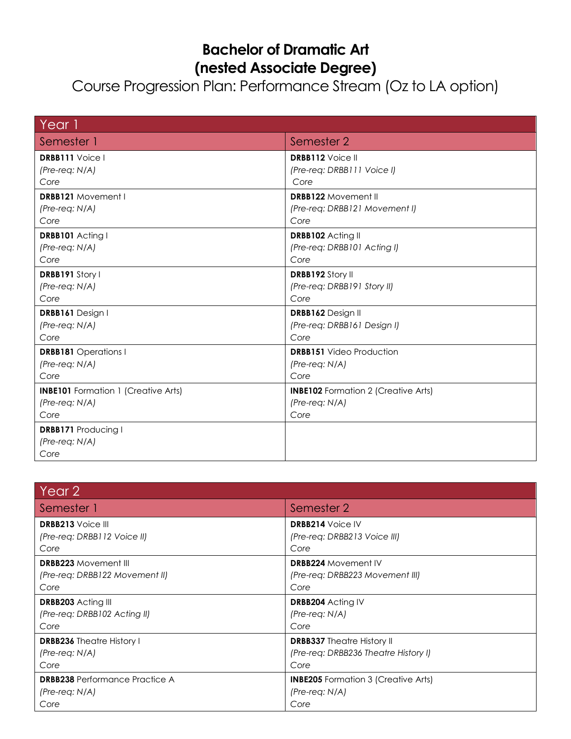# Bachelor of Dramatic Art
# (nested Associate Degree)

## Course Progression Plan: Performance Stream (Oz to LA option)

| Year 1 | |
|---|---|
| **Semester 1** | **Semester 2** |
| **DRBB111** Voice I<br>*(Pre-req: N/A)*<br>*Core* | **DRBB112** Voice II<br>*(Pre-req: DRBB111 Voice I)*<br>*Core* |
| **DRBB121** Movement I<br>*(Pre-req: N/A)*<br>*Core* | **DRBB122** Movement II<br>*(Pre-req: DRBB121 Movement I)*<br>*Core* |
| **DRBB101** Acting I<br>*(Pre-req: N/A)*<br>*Core* | **DRBB102** Acting II<br>*(Pre-req: DRBB101 Acting I)*<br>*Core* |
| **DRBB191** Story I<br>*(Pre-req: N/A)*<br>*Core* | **DRBB192** Story II<br>*(Pre-req: DRBB191 Story II)*<br>*Core* |
| **DRBB161** Design I<br>*(Pre-req: N/A)*<br>*Core* | **DRBB162** Design II<br>*(Pre-req: DRBB161 Design I)*<br>*Core* |
| **DRBB181** Operations I<br>*(Pre-req: N/A)*<br>*Core* | **DRBB151** Video Production<br>*(Pre-req: N/A)*<br>*Core* |
| **INBE101** Formation 1 (Creative Arts)<br>*(Pre-req: N/A)*<br>*Core* | **INBE102** Formation 2 (Creative Arts)<br>*(Pre-req: N/A)*<br>*Core* |
| **DRBB171** Producing I<br>*(Pre-req: N/A)*<br>*Core* | |

| Year 2 | |
|---|---|
| **Semester 1** | **Semester 2** |
| **DRBB213** Voice III<br>*(Pre-req: DRBB112 Voice II)*<br>*Core* | **DRBB214** Voice IV<br>*(Pre-req: DRBB213 Voice III)*<br>*Core* |
| **DRBB223** Movement III<br>*(Pre-req: DRBB122 Movement II)*<br>*Core* | **DRBB224** Movement IV<br>*(Pre-req: DRBB223 Movement III)*<br>*Core* |
| **DRBB203** Acting III<br>*(Pre-req: DRBB102 Acting II)*<br>*Core* | **DRBB204** Acting IV<br>*(Pre-req: N/A)*<br>*Core* |
| **DRBB236** Theatre History I<br>*(Pre-req: N/A)*<br>*Core* | **DRBB337** Theatre History II<br>*(Pre-req: DRBB236 Theatre History I)*<br>*Core* |
| **DRBB238** Performance Practice A<br>*(Pre-req: N/A)*<br>*Core* | **INBE205** Formation 3 (Creative Arts)<br>*(Pre-req: N/A)*<br>*Core* |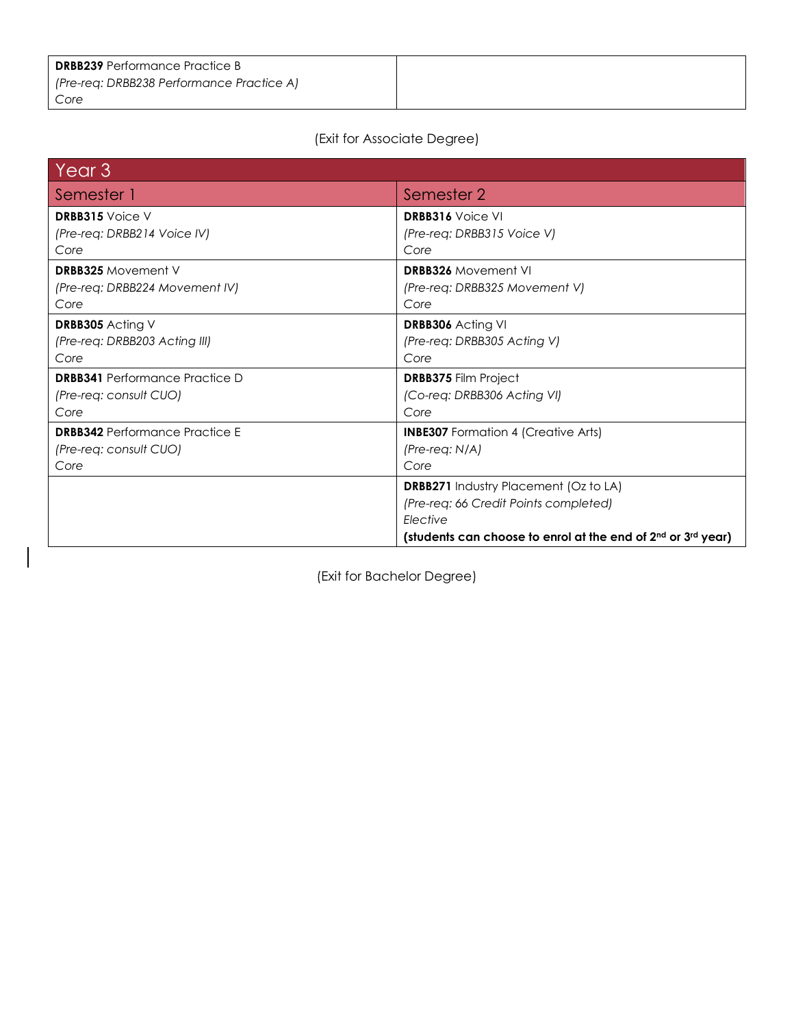| | |
|---|---|
| **DRBB239** Performance Practice B<br>*(Pre-req: DRBB238 Performance Practice A)*<br>*Core* | |

(Exit for Associate Degree)

| Year 3 | |
|---|---|
| Semester 1 | Semester 2 |
| **DRBB315** Voice V<br>*(Pre-req: DRBB214 Voice IV)*<br>*Core* | **DRBB316** Voice VI<br>*(Pre-req: DRBB315 Voice V)*<br>*Core* |
| **DRBB325** Movement V<br>*(Pre-req: DRBB224 Movement IV)*<br>*Core* | **DRBB326** Movement VI<br>*(Pre-req: DRBB325 Movement V)*<br>*Core* |
| **DRBB305** Acting V<br>*(Pre-req: DRBB203 Acting III)*<br>*Core* | **DRBB306** Acting VI<br>*(Pre-req: DRBB305 Acting V)*<br>*Core* |
| **DRBB341** Performance Practice D<br>*(Pre-req: consult CUO)*<br>*Core* | **DRBB375** Film Project<br>*(Co-req: DRBB306 Acting VI)*<br>*Core* |
| **DRBB342** Performance Practice E<br>*(Pre-req: consult CUO)*<br>*Core* | **INBE307** Formation 4 (Creative Arts)<br>*(Pre-req: N/A)*<br>*Core* |
| | **DRBB271** Industry Placement (Oz to LA)<br>*(Pre-req: 66 Credit Points completed)*<br>*Elective*<br>**(students can choose to enrol at the end of 2nd or 3rd year)** |

(Exit for Bachelor Degree)